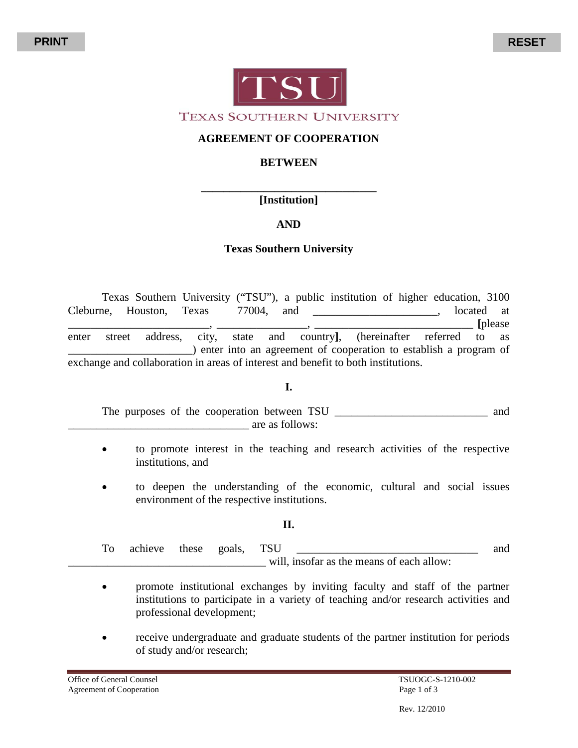PRINT RESET

TSU

TEXAS SOUTHERN UNIVERSITY

**AGREEMENT OF COOPERATION**

**BETWEEN**

**________________________________**

**[Institution]**

**AND**

**Texas Southern University**

Texas Southern University ("TSU"), a public institution of higher education, 3100 Cleburne, Houston, Texas 77004, and ______________________, located at __________________________, ________________, ______________________________ **[**please enter street address, city, state and country**]**, (hereinafter referred to as ______________________) enter into an agreement of cooperation to establish a program of exchange and collaboration in areas of interest and benefit to both institutions.

**I.**

The purposes of the cooperation between TSU ___________________________ and _________________________________ are as follows:

- to promote interest in the teaching and research activities of the respective institutions, and
- to deepen the understanding of the economic, cultural and social issues environment of the respective institutions.

**II.**

To achieve these goals, TSU _________________________________ and ____________________________________ will, insofar as the means of each allow:

- promote institutional exchanges by inviting faculty and staff of the partner institutions to participate in a variety of teaching and/or research activities and professional development;
- receive undergraduate and graduate students of the partner institution for periods of study and/or research;

Office of General Counsel
Agreement of Cooperation

TSUOGC-S-1210-002

Rev. 12/2010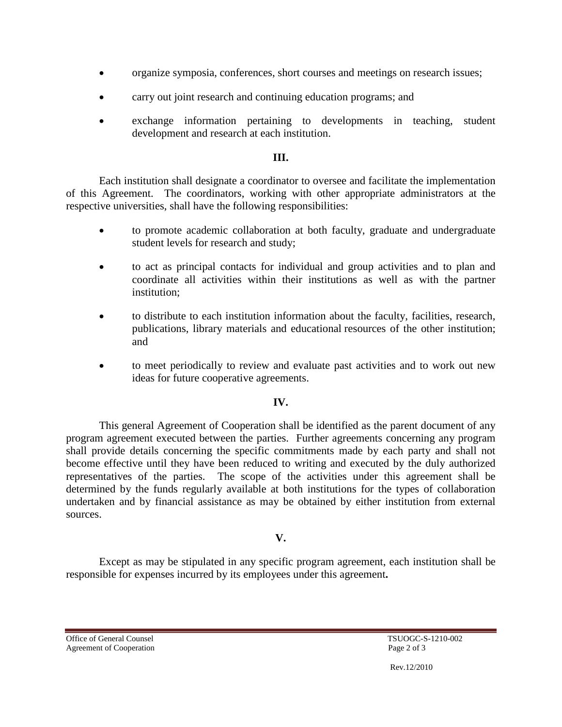- organize symposia, conferences, short courses and meetings on research issues;
- carry out joint research and continuing education programs; and
- exchange information pertaining to developments in teaching, student development and research at each institution.

## III.

Each institution shall designate a coordinator to oversee and facilitate the implementation of this Agreement. The coordinators, working with other appropriate administrators at the respective universities, shall have the following responsibilities:

- to promote academic collaboration at both faculty, graduate and undergraduate student levels for research and study;
- to act as principal contacts for individual and group activities and to plan and coordinate all activities within their institutions as well as with the partner institution;
- to distribute to each institution information about the faculty, facilities, research, publications, library materials and educational resources of the other institution; and
- to meet periodically to review and evaluate past activities and to work out new ideas for future cooperative agreements.

## IV.

This general Agreement of Cooperation shall be identified as the parent document of any program agreement executed between the parties. Further agreements concerning any program shall provide details concerning the specific commitments made by each party and shall not become effective until they have been reduced to writing and executed by the duly authorized representatives of the parties. The scope of the activities under this agreement shall be determined by the funds regularly available at both institutions for the types of collaboration undertaken and by financial assistance as may be obtained by either institution from external sources.

## V.

Except as may be stipulated in any specific program agreement, each institution shall be responsible for expenses incurred by its employees under this agreement.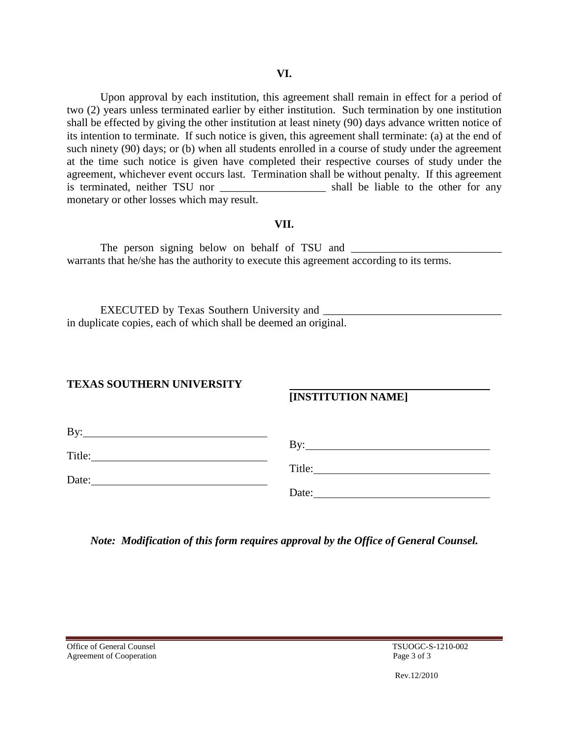**VI.**

Upon approval by each institution, this agreement shall remain in effect for a period of two (2) years unless terminated earlier by either institution. Such termination by one institution shall be effected by giving the other institution at least ninety (90) days advance written notice of its intention to terminate. If such notice is given, this agreement shall terminate: (a) at the end of such ninety (90) days; or (b) when all students enrolled in a course of study under the agreement at the time such notice is given have completed their respective courses of study under the agreement, whichever event occurs last. Termination shall be without penalty. If this agreement is terminated, neither TSU nor ___________________ shall be liable to the other for any monetary or other losses which may result.

**VII.**

The person signing below on behalf of TSU and ___________________________ warrants that he/she has the authority to execute this agreement according to its terms.

EXECUTED by Texas Southern University and ________________________________ in duplicate copies, each of which shall be deemed an original.

**TEXAS SOUTHERN UNIVERSITY**

By: ________________________________

Title: ________________________________

Date: ________________________________

________________________________
**[INSTITUTION NAME]**

By: ________________________________

Title: ________________________________

Date: ________________________________

***Note: Modification of this form requires approval by the Office of General Counsel.***

Office of General Counsel
Agreement of Cooperation

TSUOGC-S-1210-002

Rev.12/2010